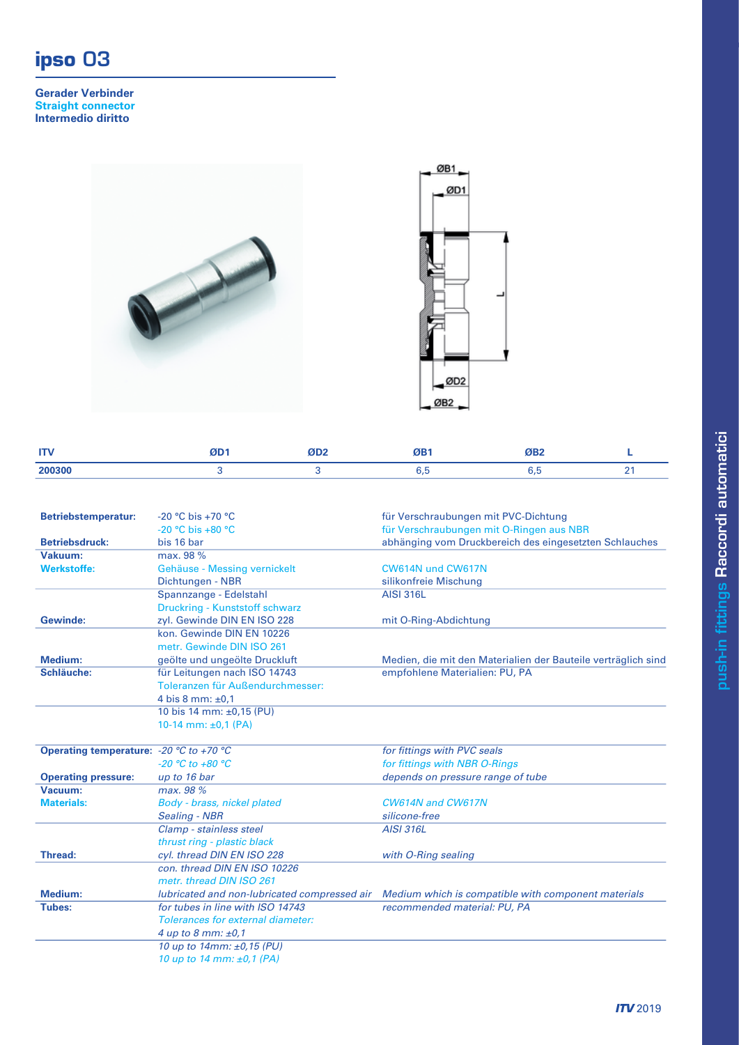# ipso 03

**Gerader Verbinder**
**Straight connector**
**Intermedio diritto**

| ITV | ØD1 | ØD2 | ØB1 | ØB2 | L |
|---|---|---|---|---|---|
| 200300 | 3 | 3 | 6,5 | 6,5 | 21 |

| | | |
|---|---|---|
| **Betriebstemperatur:** | -20 °C bis +70 °C | für Verschraubungen mit PVC-Dichtung |
| | -20 °C bis +80 °C | für Verschraubungen mit O-Ringen aus NBR |
| **Betriebsdruck:** | bis 16 bar | abhänging vom Druckbereich des eingesetzten Schlauches |
| **Vakuum:** | max. 98 % | |
| **Werkstoffe:** | Gehäuse - Messing vernickelt | CW614N und CW617N |
| | Dichtungen - NBR | silikonfreie Mischung |
| | Spannzange - Edelstahl | AISI 316L |
| | Druckring - Kunststoff schwarz | |
| **Gewinde:** | zyl. Gewinde DIN EN ISO 228 | mit O-Ring-Abdichtung |
| | kon. Gewinde DIN EN 10226 | |
| | metr. Gewinde DIN ISO 261 | |
| **Medium:** | geölte und ungeölte Druckluft | Medien, die mit den Materialien der Bauteile verträglich sind |
| **Schläuche:** | für Leitungen nach ISO 14743 | empfohlene Materialien: PU, PA |
| | Toleranzen für Außendurchmesser: | |
| | 4 bis 8 mm: ±0,1 | |
| | 10 bis 14 mm: ±0,15 (PU) | |
| | 10-14 mm: ±0,1 (PA) | |

| | | |
|---|---|---|
| **Operating temperature:** | *-20 °C to +70 °C* | *for fittings with PVC seals* |
| | *-20 °C to +80 °C* | *for fittings with NBR O-Rings* |
| **Operating pressure:** | *up to 16 bar* | *depends on pressure range of tube* |
| **Vacuum:** | *max. 98 %* | |
| **Materials:** | *Body - brass, nickel plated* | *CW614N and CW617N* |
| | *Sealing - NBR* | *silicone-free* |
| | *Clamp - stainless steel* | *AISI 316L* |
| | *thrust ring - plastic black* | |
| **Thread:** | *cyl. thread DIN EN ISO 228* | *with O-Ring sealing* |
| | *con. thread DIN EN ISO 10226* | |
| | *metr. thread DIN ISO 261* | |
| **Medium:** | *lubricated and non-lubricated compressed air* | *Medium which is compatible with component materials* |
| **Tubes:** | *for tubes in line with ISO 14743* | *recommended material: PU, PA* |
| | *Tolerances for external diameter:* | |
| | *4 up to 8 mm: ±0,1* | |
| | *10 up to 14mm: ±0,15 (PU)* | |
| | *10 up to 14 mm: ±0,1 (PA)* | |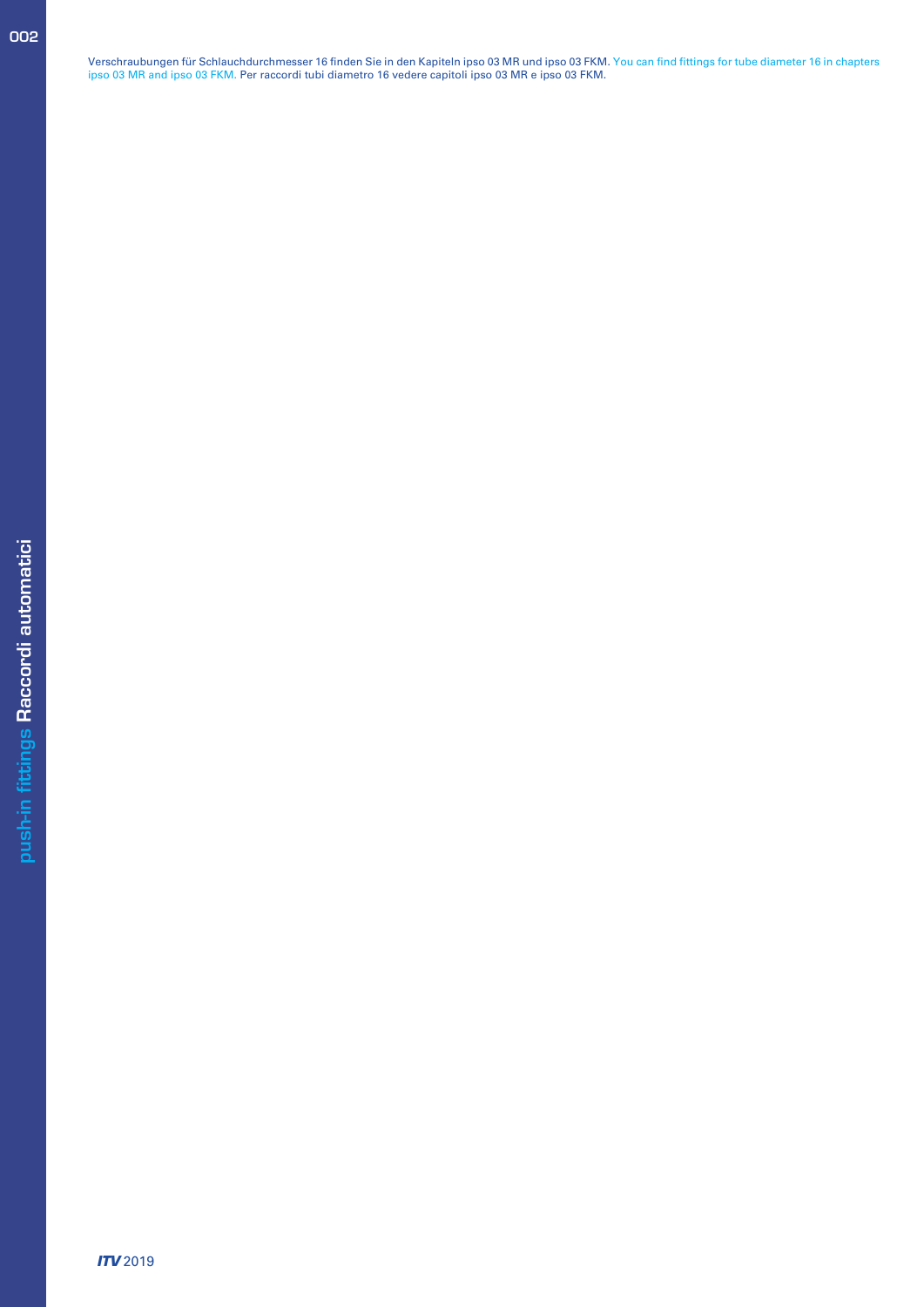Verschraubungen für Schlauchdurchmesser 16 finden Sie in den Kapiteln ipso 03 MR und ipso 03 FKM. You can find fittings for tube diameter 16 in chapters ipso 03 MR and ipso 03 FKM. Per raccordi tubi diametro 16 vedere capitoli ipso 03 MR e ipso 03 FKM.